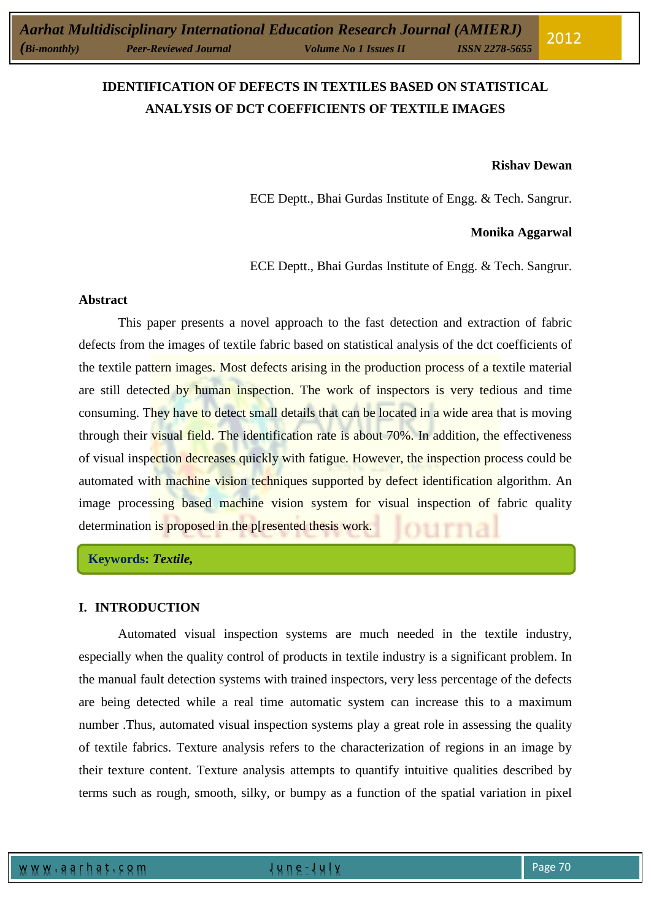# IDENTIFICATION OF DEFECTS IN TEXTILES BASED ON STATISTICAL ANALYSIS OF DCT COEFFICIENTS OF TEXTILE IMAGES

**Rishav Dewan**

ECE Deptt., Bhai Gurdas Institute of Engg. & Tech. Sangrur.

**Monika Aggarwal**

ECE Deptt., Bhai Gurdas Institute of Engg. & Tech. Sangrur.

## Abstract

This paper presents a novel approach to the fast detection and extraction of fabric defects from the images of textile fabric based on statistical analysis of the dct coefficients of the textile pattern images. Most defects arising in the production process of a textile material are still detected by human inspection. The work of inspectors is very tedious and time consuming. They have to detect small details that can be located in a wide area that is moving through their visual field. The identification rate is about 70%. In addition, the effectiveness of visual inspection decreases quickly with fatigue. However, the inspection process could be automated with machine vision techniques supported by defect identification algorithm. An image processing based machine vision system for visual inspection of fabric quality determination is proposed in the p[resented thesis work.

**Keywords:** ***Textile,***

## I. INTRODUCTION

Automated visual inspection systems are much needed in the textile industry, especially when the quality control of products in textile industry is a significant problem. In the manual fault detection systems with trained inspectors, very less percentage of the defects are being detected while a real time automatic system can increase this to a maximum number .Thus, automated visual inspection systems play a great role in assessing the quality of textile fabrics. Texture analysis refers to the characterization of regions in an image by their texture content. Texture analysis attempts to quantify intuitive qualities described by terms such as rough, smooth, silky, or bumpy as a function of the spatial variation in pixel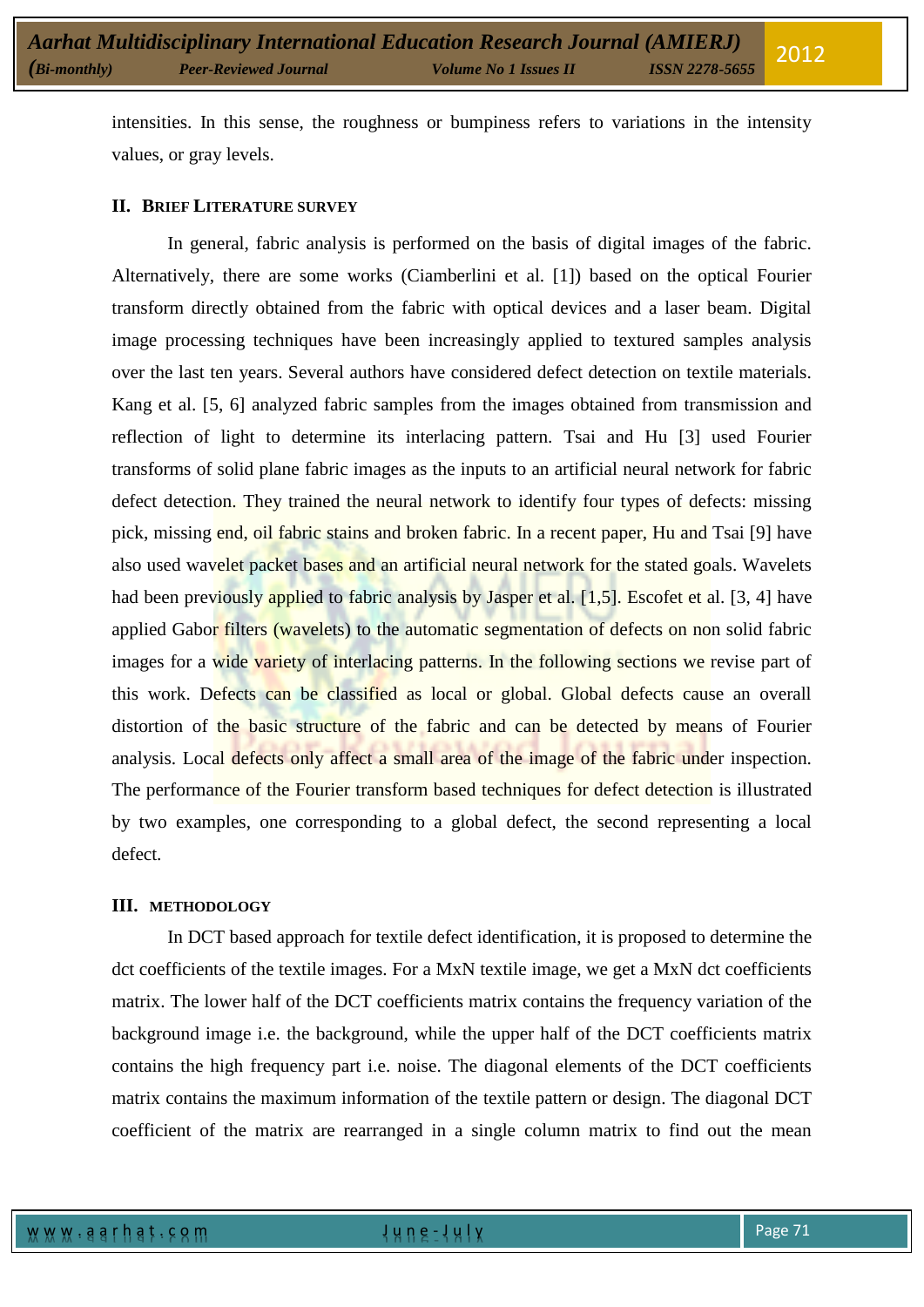intensities. In this sense, the roughness or bumpiness refers to variations in the intensity values, or gray levels.

## II. BRIEF LITERATURE SURVEY

In general, fabric analysis is performed on the basis of digital images of the fabric. Alternatively, there are some works (Ciamberlini et al. [1]) based on the optical Fourier transform directly obtained from the fabric with optical devices and a laser beam. Digital image processing techniques have been increasingly applied to textured samples analysis over the last ten years. Several authors have considered defect detection on textile materials. Kang et al. [5, 6] analyzed fabric samples from the images obtained from transmission and reflection of light to determine its interlacing pattern. Tsai and Hu [3] used Fourier transforms of solid plane fabric images as the inputs to an artificial neural network for fabric defect detection. They trained the neural network to identify four types of defects: missing pick, missing end, oil fabric stains and broken fabric. In a recent paper, Hu and Tsai [9] have also used wavelet packet bases and an artificial neural network for the stated goals. Wavelets had been previously applied to fabric analysis by Jasper et al. [1,5]. Escofet et al. [3, 4] have applied Gabor filters (wavelets) to the automatic segmentation of defects on non solid fabric images for a wide variety of interlacing patterns. In the following sections we revise part of this work. Defects can be classified as local or global. Global defects cause an overall distortion of the basic structure of the fabric and can be detected by means of Fourier analysis. Local defects only affect a small area of the image of the fabric under inspection. The performance of the Fourier transform based techniques for defect detection is illustrated by two examples, one corresponding to a global defect, the second representing a local defect.

## III. METHODOLOGY

In DCT based approach for textile defect identification, it is proposed to determine the dct coefficients of the textile images. For a MxN textile image, we get a MxN dct coefficients matrix. The lower half of the DCT coefficients matrix contains the frequency variation of the background image i.e. the background, while the upper half of the DCT coefficients matrix contains the high frequency part i.e. noise. The diagonal elements of the DCT coefficients matrix contains the maximum information of the textile pattern or design. The diagonal DCT coefficient of the matrix are rearranged in a single column matrix to find out the mean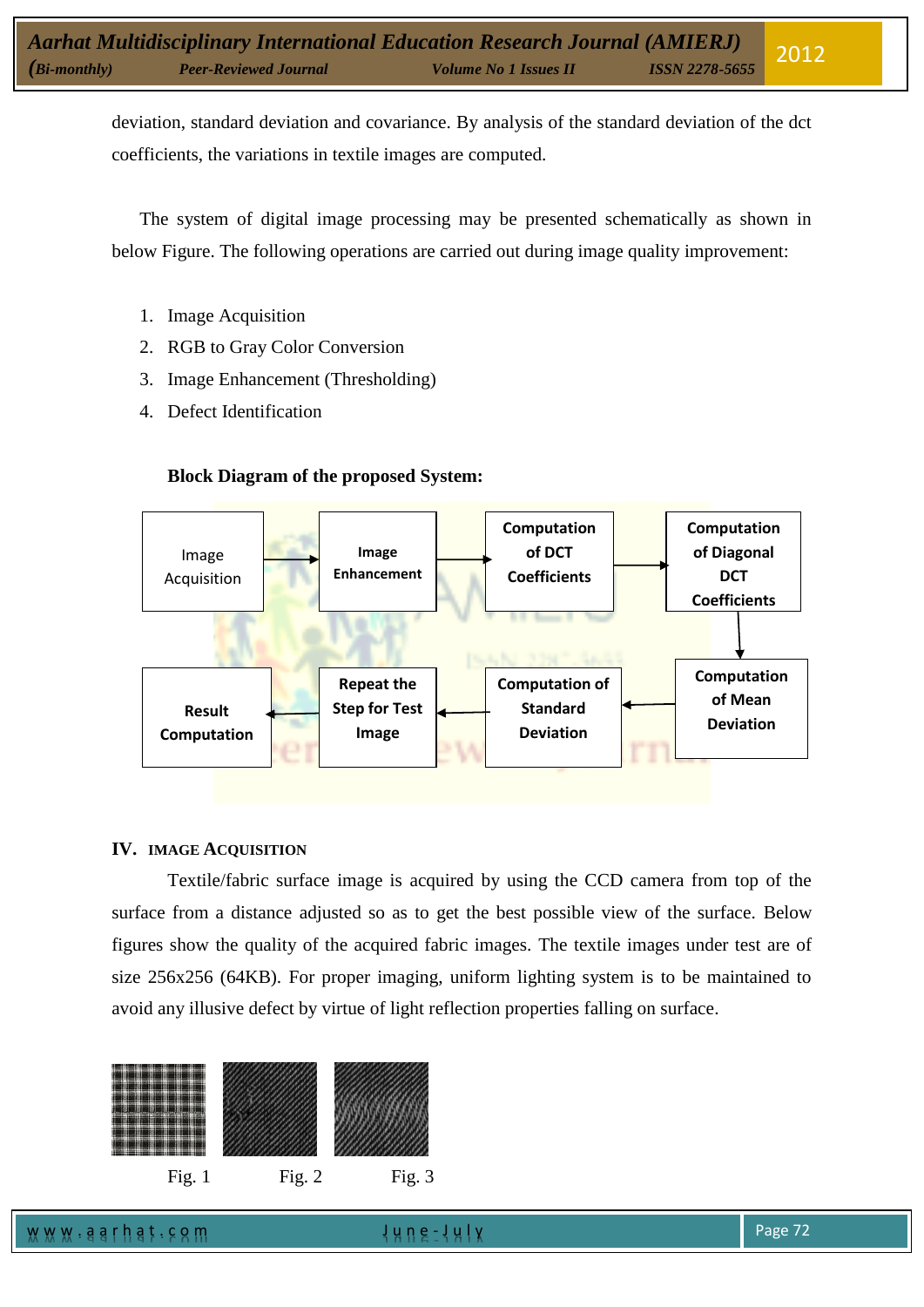deviation, standard deviation and covariance. By analysis of the standard deviation of the dct coefficients, the variations in textile images are computed.

The system of digital image processing may be presented schematically as shown in below Figure. The following operations are carried out during image quality improvement:

1. Image Acquisition
2. RGB to Gray Color Conversion
3. Image Enhancement (Thresholding)
4. Defect Identification

**Block Diagram of the proposed System:**

Image Acquisition → Image Enhancement → Computation of DCT Coefficients → Computation of Diagonal DCT Coefficients → Computation of Mean Deviation → Computation of Standard Deviation → Repeat the Step for Test Image → Result Computation

## IV. IMAGE ACQUISITION

Textile/fabric surface image is acquired by using the CCD camera from top of the surface from a distance adjusted so as to get the best possible view of the surface. Below figures show the quality of the acquired fabric images. The textile images under test are of size 256x256 (64KB). For proper imaging, uniform lighting system is to be maintained to avoid any illusive defect by virtue of light reflection properties falling on surface.

Fig. 1 Fig. 2 Fig. 3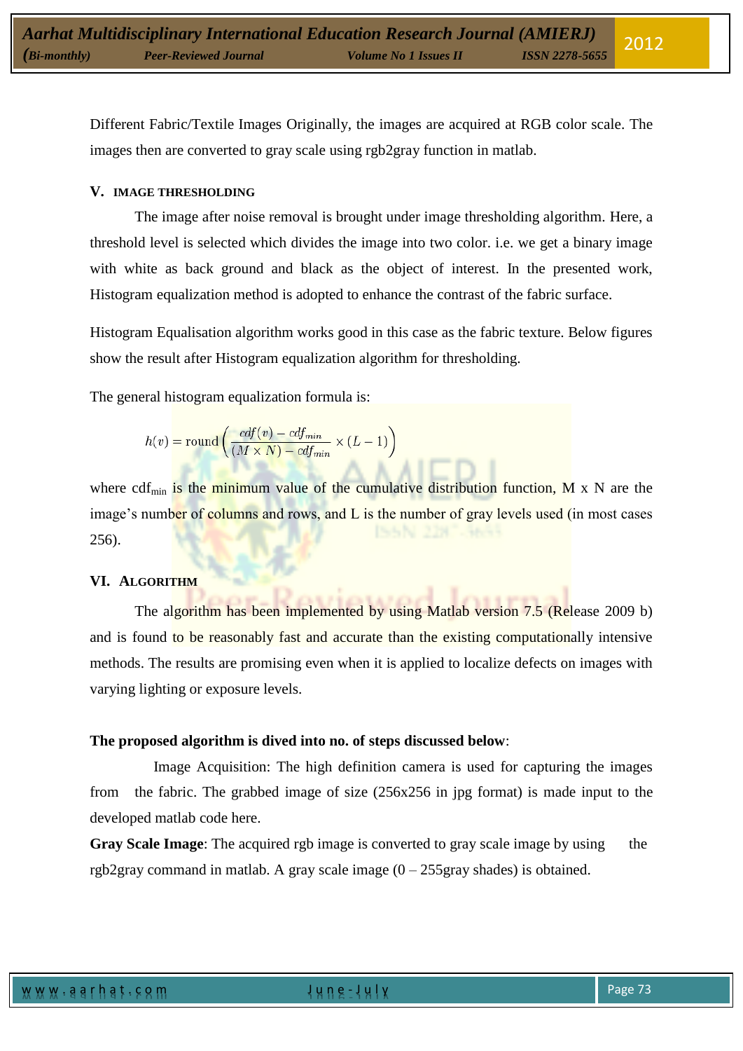Different Fabric/Textile Images Originally, the images are acquired at RGB color scale. The images then are converted to gray scale using rgb2gray function in matlab.

## V. IMAGE THRESHOLDING

The image after noise removal is brought under image thresholding algorithm. Here, a threshold level is selected which divides the image into two color. i.e. we get a binary image with white as back ground and black as the object of interest. In the presented work, Histogram equalization method is adopted to enhance the contrast of the fabric surface.

Histogram Equalisation algorithm works good in this case as the fabric texture. Below figures show the result after Histogram equalization algorithm for thresholding.

The general histogram equalization formula is:

$$h(v) = \text{round}\left(\frac{cdf(v) - cdf_{min}}{(M \times N) - cdf_{min}} \times (L - 1)\right)$$

where $cdf_{min}$ is the minimum value of the cumulative distribution function, M x N are the image's number of columns and rows, and L is the number of gray levels used (in most cases 256).

## VI. ALGORITHM

The algorithm has been implemented by using Matlab version 7.5 (Release 2009 b) and is found to be reasonably fast and accurate than the existing computationally intensive methods. The results are promising even when it is applied to localize defects on images with varying lighting or exposure levels.

**The proposed algorithm is dived into no. of steps discussed below**:

Image Acquisition: The high definition camera is used for capturing the images from the fabric. The grabbed image of size (256x256 in jpg format) is made input to the developed matlab code here.

**Gray Scale Image**: The acquired rgb image is converted to gray scale image by using the rgb2gray command in matlab. A gray scale image (0 – 255gray shades) is obtained.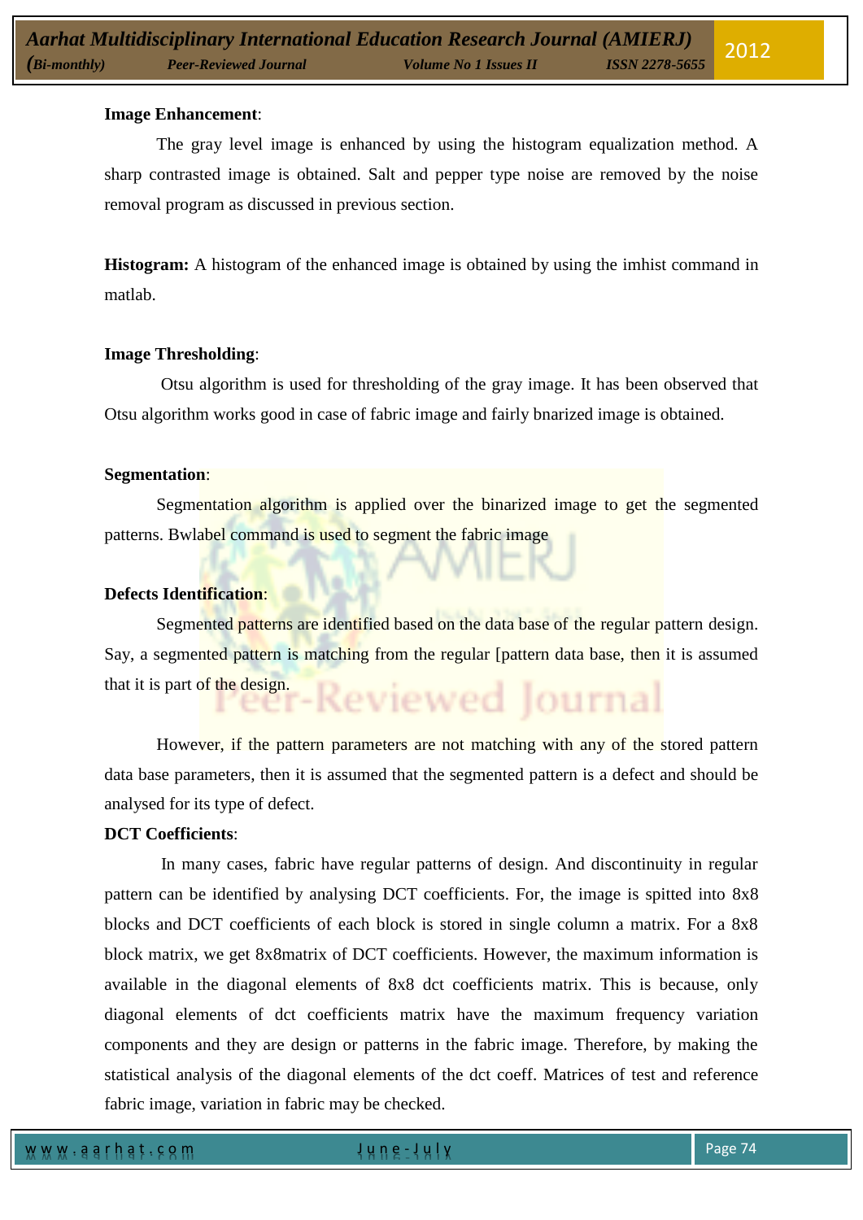**Image Enhancement**:

The gray level image is enhanced by using the histogram equalization method. A sharp contrasted image is obtained. Salt and pepper type noise are removed by the noise removal program as discussed in previous section.

**Histogram:** A histogram of the enhanced image is obtained by using the imhist command in matlab.

**Image Thresholding**:

Otsu algorithm is used for thresholding of the gray image. It has been observed that Otsu algorithm works good in case of fabric image and fairly bnarized image is obtained.

**Segmentation**:

Segmentation algorithm is applied over the binarized image to get the segmented patterns. Bwlabel command is used to segment the fabric image

**Defects Identification**:

Segmented patterns are identified based on the data base of the regular pattern design. Say, a segmented pattern is matching from the regular [pattern data base, then it is assumed that it is part of the design.

However, if the pattern parameters are not matching with any of the stored pattern data base parameters, then it is assumed that the segmented pattern is a defect and should be analysed for its type of defect.

**DCT Coefficients**:

In many cases, fabric have regular patterns of design. And discontinuity in regular pattern can be identified by analysing DCT coefficients. For, the image is spitted into 8x8 blocks and DCT coefficients of each block is stored in single column a matrix. For a 8x8 block matrix, we get 8x8matrix of DCT coefficients. However, the maximum information is available in the diagonal elements of 8x8 dct coefficients matrix. This is because, only diagonal elements of dct coefficients matrix have the maximum frequency variation components and they are design or patterns in the fabric image. Therefore, by making the statistical analysis of the diagonal elements of the dct coeff. Matrices of test and reference fabric image, variation in fabric may be checked.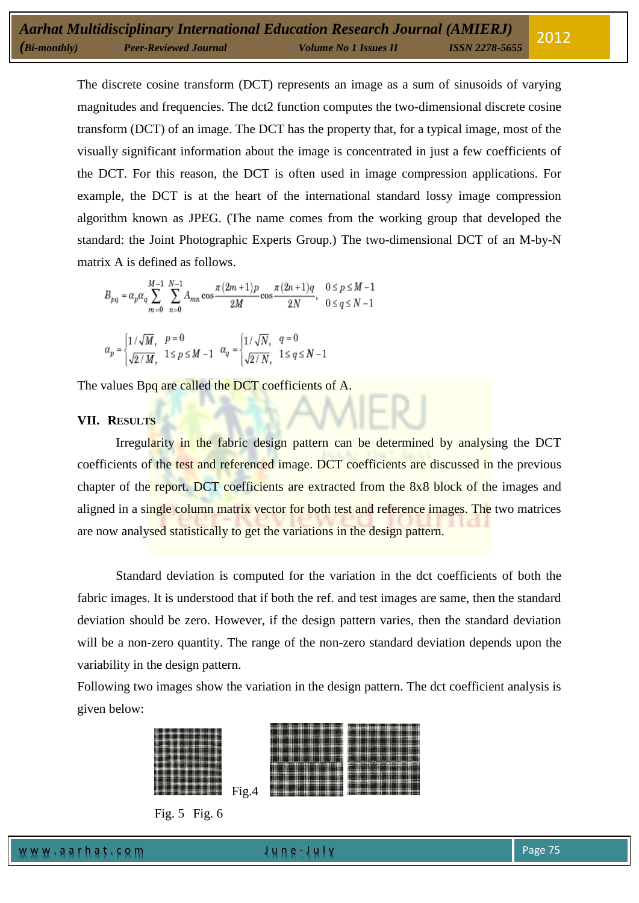The discrete cosine transform (DCT) represents an image as a sum of sinusoids of varying magnitudes and frequencies. The dct2 function computes the two-dimensional discrete cosine transform (DCT) of an image. The DCT has the property that, for a typical image, most of the visually significant information about the image is concentrated in just a few coefficients of the DCT. For this reason, the DCT is often used in image compression applications. For example, the DCT is at the heart of the international standard lossy image compression algorithm known as JPEG. (The name comes from the working group that developed the standard: the Joint Photographic Experts Group.) The two-dimensional DCT of an M-by-N matrix A is defined as follows.

$$B_{pq} = \alpha_p \alpha_q \sum_{m=0}^{M-1} \sum_{n=0}^{N-1} A_{mn} \cos\frac{\pi(2m+1)p}{2M} \cos\frac{\pi(2n+1)q}{2N}, \quad \begin{matrix} 0 \le p \le M-1 \\ 0 \le q \le N-1 \end{matrix}$$

$$\alpha_p = \begin{cases} 1/\sqrt{M}, & p=0 \\ \sqrt{2/M}, & 1 \le p \le M-1 \end{cases} \quad \alpha_q = \begin{cases} 1/\sqrt{N}, & q=0 \\ \sqrt{2/N}, & 1 \le q \le N-1 \end{cases}$$

The values Bpq are called the DCT coefficients of A.

## VII. RESULTS

Irregularity in the fabric design pattern can be determined by analysing the DCT coefficients of the test and referenced image. DCT coefficients are discussed in the previous chapter of the report. DCT coefficients are extracted from the 8x8 block of the images and aligned in a single column matrix vector for both test and reference images. The two matrices are now analysed statistically to get the variations in the design pattern.

Standard deviation is computed for the variation in the dct coefficients of both the fabric images. It is understood that if both the ref. and test images are same, then the standard deviation should be zero. However, if the design pattern varies, then the standard deviation will be a non-zero quantity. The range of the non-zero standard deviation depends upon the variability in the design pattern.

Following two images show the variation in the design pattern. The dct coefficient analysis is given below:

Fig.4

Fig. 5 Fig. 6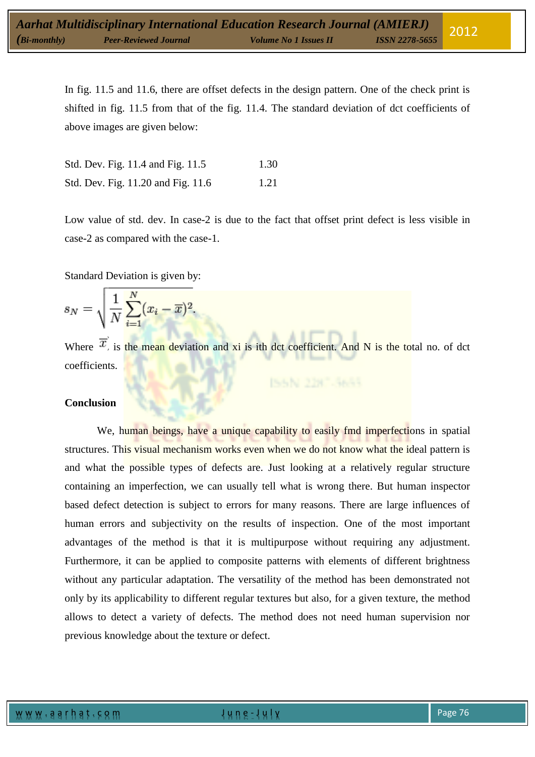In fig. 11.5 and 11.6, there are offset defects in the design pattern. One of the check print is shifted in fig. 11.5 from that of the fig. 11.4. The standard deviation of dct coefficients of above images are given below:

| | |
|---|---|
| Std. Dev. Fig. 11.4 and Fig. 11.5 | 1.30 |
| Std. Dev. Fig. 11.20 and Fig. 11.6 | 1.21 |

Low value of std. dev. In case-2 is due to the fact that offset print defect is less visible in case-2 as compared with the case-1.

Standard Deviation is given by:

$$s_N = \sqrt{\frac{1}{N}\sum_{i=1}^{N}(x_i - \overline{x})^2}.$$

Where $\overline{x}$, is the mean deviation and xi is ith dct coefficient. And N is the total no. of dct coefficients.

**Conclusion**

We, human beings, have a unique capability to easily fmd imperfections in spatial structures. This visual mechanism works even when we do not know what the ideal pattern is and what the possible types of defects are. Just looking at a relatively regular structure containing an imperfection, we can usually tell what is wrong there. But human inspector based defect detection is subject to errors for many reasons. There are large influences of human errors and subjectivity on the results of inspection. One of the most important advantages of the method is that it is multipurpose without requiring any adjustment. Furthermore, it can be applied to composite patterns with elements of different brightness without any particular adaptation. The versatility of the method has been demonstrated not only by its applicability to different regular textures but also, for a given texture, the method allows to detect a variety of defects. The method does not need human supervision nor previous knowledge about the texture or defect.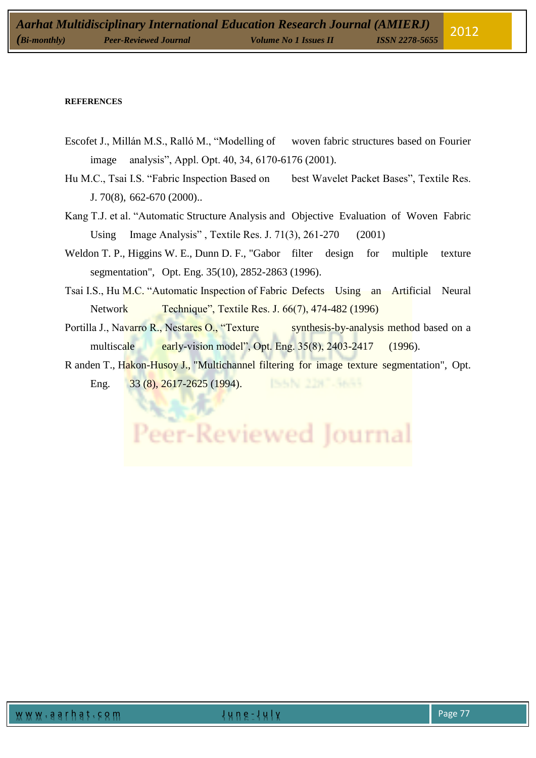**REFERENCES**

Escofet J., Millán M.S., Ralló M., "Modelling of woven fabric structures based on Fourier image analysis", Appl. Opt. 40, 34, 6170-6176 (2001).

Hu M.C., Tsai I.S. "Fabric Inspection Based on best Wavelet Packet Bases", Textile Res. J. 70(8), 662-670 (2000)..

Kang T.J. et al. "Automatic Structure Analysis and Objective Evaluation of Woven Fabric Using Image Analysis" , Textile Res. J. 71(3), 261-270 (2001)

Weldon T. P., Higgins W. E., Dunn D. F., "Gabor filter design for multiple texture segmentation", Opt. Eng. 35(10), 2852-2863 (1996).

Tsai I.S., Hu M.C. "Automatic Inspection of Fabric Defects Using an Artificial Neural Network Technique", Textile Res. J. 66(7), 474-482 (1996)

Portilla J., Navarro R., Nestares O., "Texture synthesis-by-analysis method based on a multiscale early-vision model", Opt. Eng. 35(8), 2403-2417 (1996).

R anden T., Hakon-Husoy J., "Multichannel filtering for image texture segmentation", Opt. Eng. 33 (8), 2617-2625 (1994).